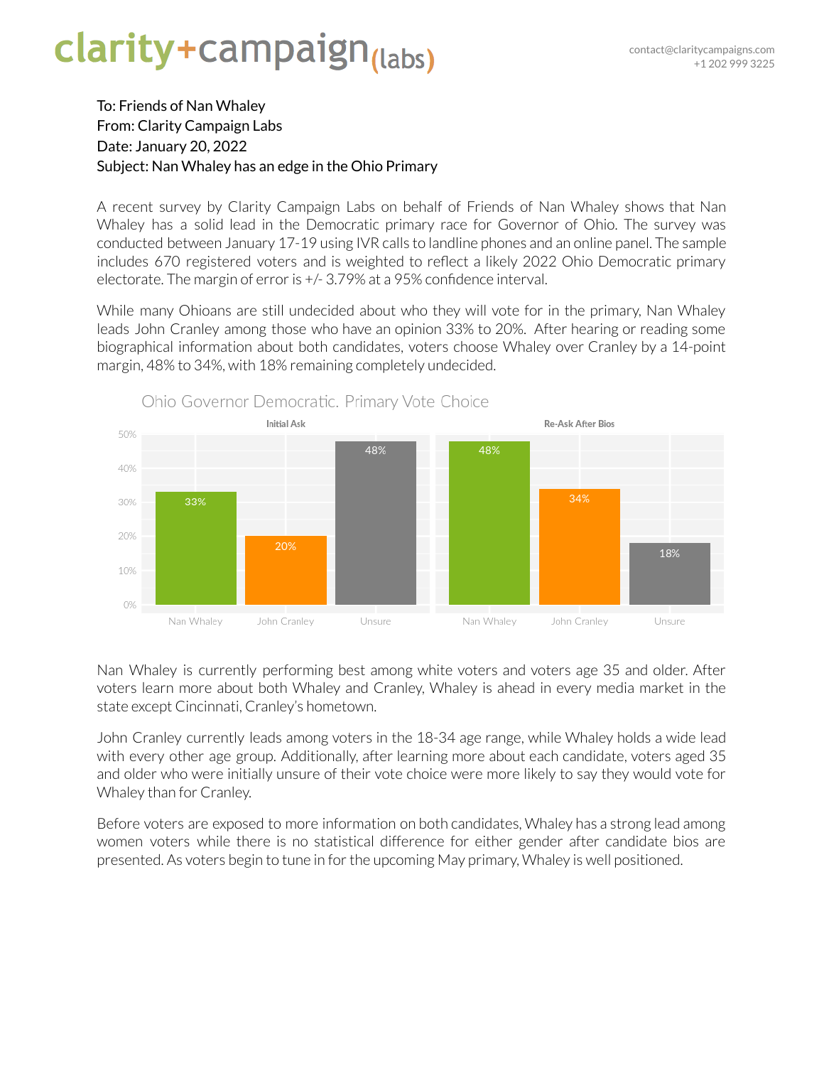clarity+campaign(labs)

contact@claritycampaigns.com
+1 202 999 3225

To: Friends of Nan Whaley
From: Clarity Campaign Labs
Date: January 20, 2022
Subject: Nan Whaley has an edge in the Ohio Primary

A recent survey by Clarity Campaign Labs on behalf of Friends of Nan Whaley shows that Nan Whaley has a solid lead in the Democratic primary race for Governor of Ohio. The survey was conducted between January 17-19 using IVR calls to landline phones and an online panel. The sample includes 670 registered voters and is weighted to reflect a likely 2022 Ohio Democratic primary electorate. The margin of error is +/- 3.79% at a 95% confidence interval.

While many Ohioans are still undecided about who they will vote for in the primary, Nan Whaley leads John Cranley among those who have an opinion 33% to 20%. After hearing or reading some biographical information about both candidates, voters choose Whaley over Cranley by a 14-point margin, 48% to 34%, with 18% remaining completely undecided.

Ohio Governor Democratic. Primary Vote Choice

| | Initial Ask | Re-Ask After Bios |
|---|---|---|
| Nan Whaley | 33% | 48% |
| John Cranley | 20% | 34% |
| Unsure | 48% | 18% |

Nan Whaley is currently performing best among white voters and voters age 35 and older. After voters learn more about both Whaley and Cranley, Whaley is ahead in every media market in the state except Cincinnati, Cranley's hometown.

John Cranley currently leads among voters in the 18-34 age range, while Whaley holds a wide lead with every other age group. Additionally, after learning more about each candidate, voters aged 35 and older who were initially unsure of their vote choice were more likely to say they would vote for Whaley than for Cranley.

Before voters are exposed to more information on both candidates, Whaley has a strong lead among women voters while there is no statistical difference for either gender after candidate bios are presented. As voters begin to tune in for the upcoming May primary, Whaley is well positioned.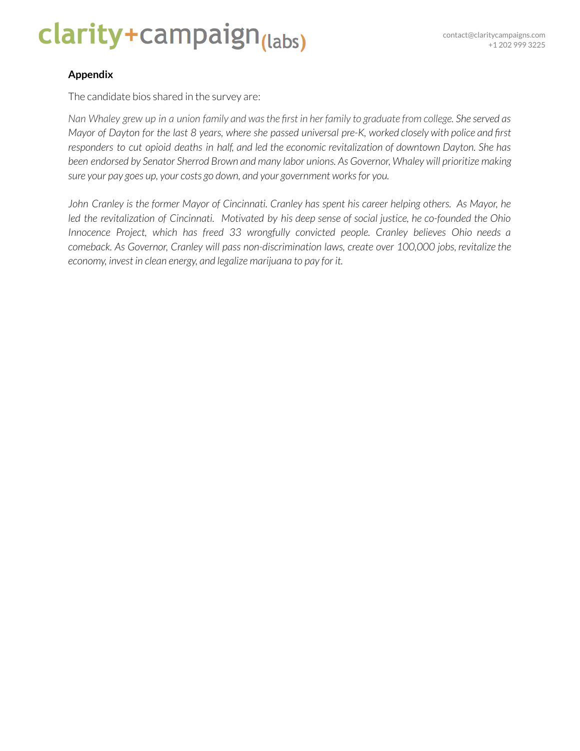**Appendix**

The candidate bios shared in the survey are:

*Nan Whaley grew up in a union family and was the first in her family to graduate from college. She served as Mayor of Dayton for the last 8 years, where she passed universal pre-K, worked closely with police and first responders to cut opioid deaths in half, and led the economic revitalization of downtown Dayton. She has been endorsed by Senator Sherrod Brown and many labor unions. As Governor, Whaley will prioritize making sure your pay goes up, your costs go down, and your government works for you.*

*John Cranley is the former Mayor of Cincinnati. Cranley has spent his career helping others. As Mayor, he led the revitalization of Cincinnati. Motivated by his deep sense of social justice, he co-founded the Ohio Innocence Project, which has freed 33 wrongfully convicted people. Cranley believes Ohio needs a comeback. As Governor, Cranley will pass non-discrimination laws, create over 100,000 jobs, revitalize the economy, invest in clean energy, and legalize marijuana to pay for it.*